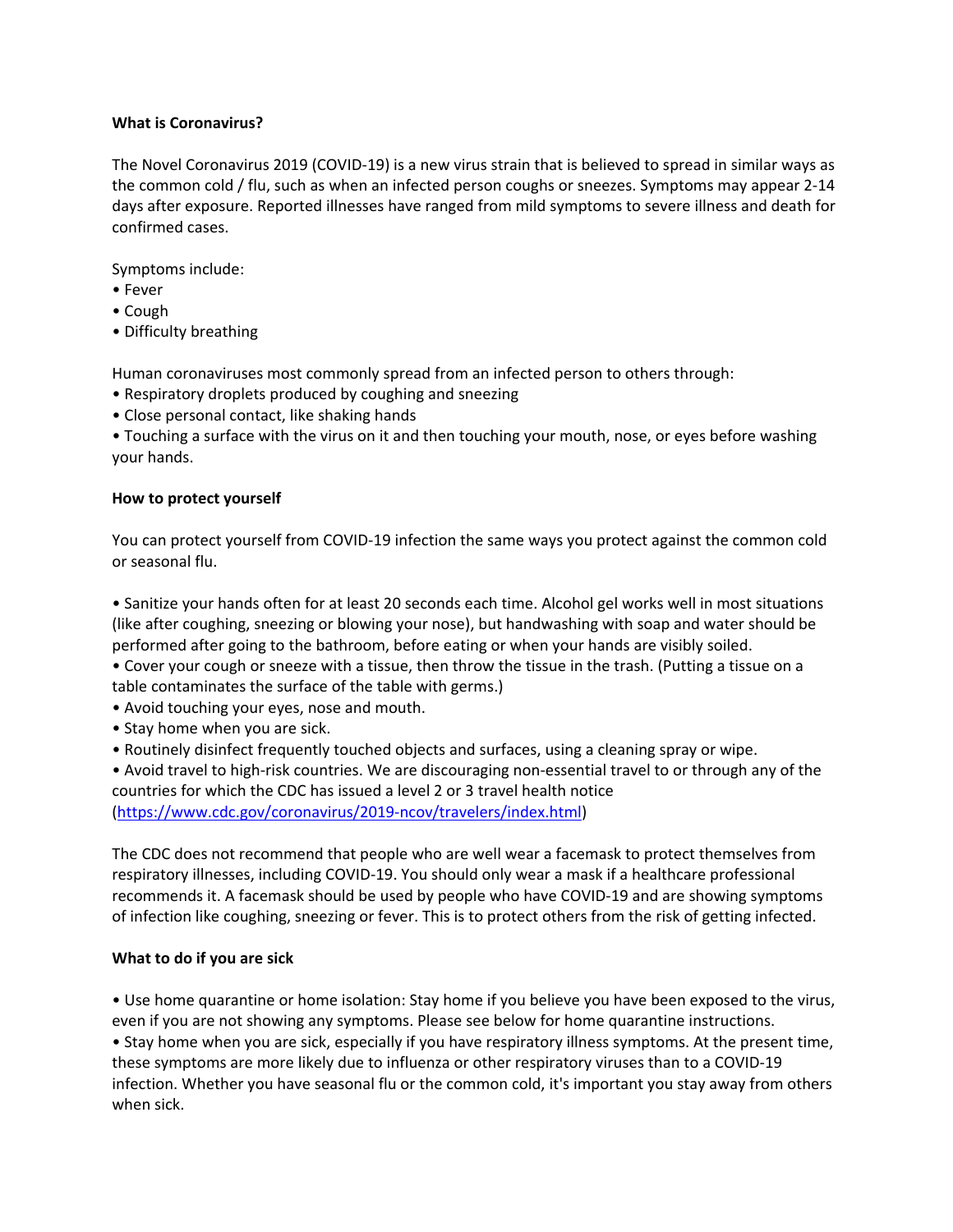**What is Coronavirus?**

The Novel Coronavirus 2019 (COVID-19) is a new virus strain that is believed to spread in similar ways as the common cold / flu, such as when an infected person coughs or sneezes. Symptoms may appear 2-14 days after exposure. Reported illnesses have ranged from mild symptoms to severe illness and death for confirmed cases.

Symptoms include:

- Fever
- Cough
- Difficulty breathing

Human coronaviruses most commonly spread from an infected person to others through:

- Respiratory droplets produced by coughing and sneezing
- Close personal contact, like shaking hands
- Touching a surface with the virus on it and then touching your mouth, nose, or eyes before washing your hands.

**How to protect yourself**

You can protect yourself from COVID-19 infection the same ways you protect against the common cold or seasonal flu.

- Sanitize your hands often for at least 20 seconds each time. Alcohol gel works well in most situations (like after coughing, sneezing or blowing your nose), but handwashing with soap and water should be performed after going to the bathroom, before eating or when your hands are visibly soiled.
- Cover your cough or sneeze with a tissue, then throw the tissue in the trash. (Putting a tissue on a table contaminates the surface of the table with germs.)
- Avoid touching your eyes, nose and mouth.
- Stay home when you are sick.
- Routinely disinfect frequently touched objects and surfaces, using a cleaning spray or wipe.
- Avoid travel to high-risk countries. We are discouraging non-essential travel to or through any of the countries for which the CDC has issued a level 2 or 3 travel health notice (https://www.cdc.gov/coronavirus/2019-ncov/travelers/index.html)

The CDC does not recommend that people who are well wear a facemask to protect themselves from respiratory illnesses, including COVID-19. You should only wear a mask if a healthcare professional recommends it. A facemask should be used by people who have COVID-19 and are showing symptoms of infection like coughing, sneezing or fever. This is to protect others from the risk of getting infected.

**What to do if you are sick**

- Use home quarantine or home isolation: Stay home if you believe you have been exposed to the virus, even if you are not showing any symptoms. Please see below for home quarantine instructions.
- Stay home when you are sick, especially if you have respiratory illness symptoms. At the present time, these symptoms are more likely due to influenza or other respiratory viruses than to a COVID-19 infection. Whether you have seasonal flu or the common cold, it's important you stay away from others when sick.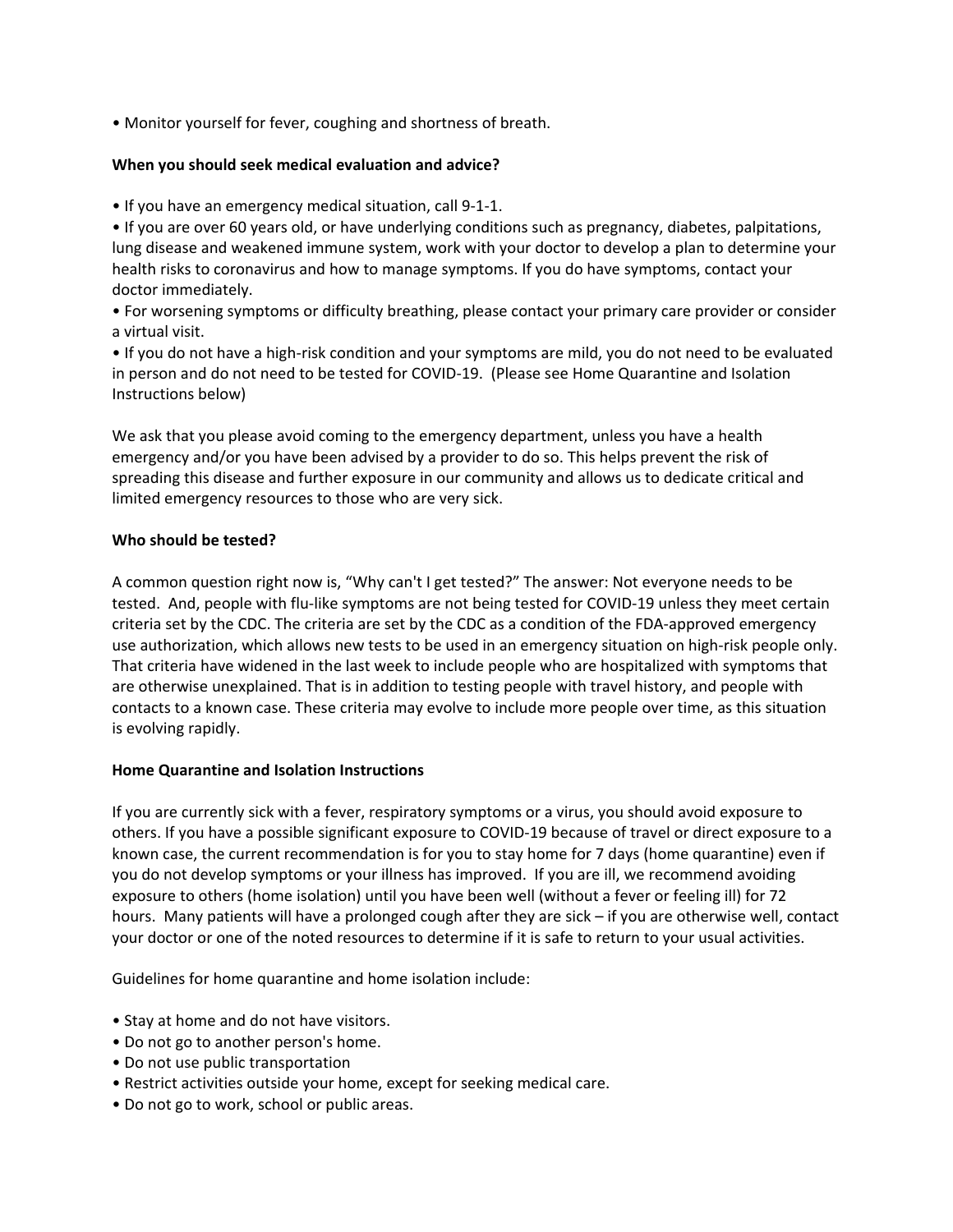- Monitor yourself for fever, coughing and shortness of breath.

**When you should seek medical evaluation and advice?**

- If you have an emergency medical situation, call 9-1-1.
- If you are over 60 years old, or have underlying conditions such as pregnancy, diabetes, palpitations, lung disease and weakened immune system, work with your doctor to develop a plan to determine your health risks to coronavirus and how to manage symptoms. If you do have symptoms, contact your doctor immediately.
- For worsening symptoms or difficulty breathing, please contact your primary care provider or consider a virtual visit.
- If you do not have a high-risk condition and your symptoms are mild, you do not need to be evaluated in person and do not need to be tested for COVID-19. (Please see Home Quarantine and Isolation Instructions below)

We ask that you please avoid coming to the emergency department, unless you have a health emergency and/or you have been advised by a provider to do so. This helps prevent the risk of spreading this disease and further exposure in our community and allows us to dedicate critical and limited emergency resources to those who are very sick.

**Who should be tested?**

A common question right now is, "Why can't I get tested?" The answer: Not everyone needs to be tested. And, people with flu-like symptoms are not being tested for COVID-19 unless they meet certain criteria set by the CDC. The criteria are set by the CDC as a condition of the FDA-approved emergency use authorization, which allows new tests to be used in an emergency situation on high-risk people only. That criteria have widened in the last week to include people who are hospitalized with symptoms that are otherwise unexplained. That is in addition to testing people with travel history, and people with contacts to a known case. These criteria may evolve to include more people over time, as this situation is evolving rapidly.

**Home Quarantine and Isolation Instructions**

If you are currently sick with a fever, respiratory symptoms or a virus, you should avoid exposure to others. If you have a possible significant exposure to COVID-19 because of travel or direct exposure to a known case, the current recommendation is for you to stay home for 7 days (home quarantine) even if you do not develop symptoms or your illness has improved. If you are ill, we recommend avoiding exposure to others (home isolation) until you have been well (without a fever or feeling ill) for 72 hours. Many patients will have a prolonged cough after they are sick – if you are otherwise well, contact your doctor or one of the noted resources to determine if it is safe to return to your usual activities.

Guidelines for home quarantine and home isolation include:

- Stay at home and do not have visitors.
- Do not go to another person's home.
- Do not use public transportation
- Restrict activities outside your home, except for seeking medical care.
- Do not go to work, school or public areas.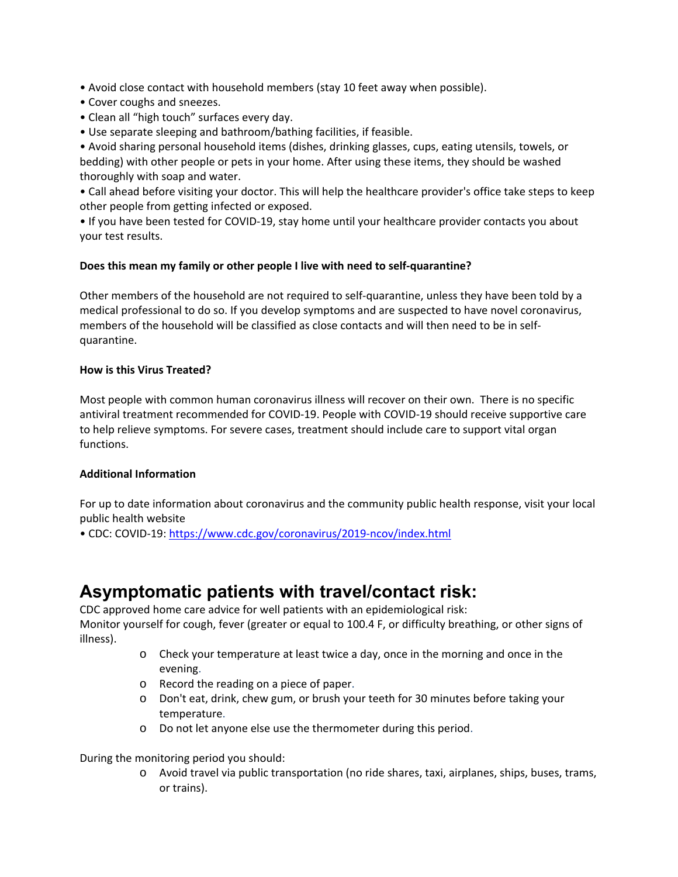- Avoid close contact with household members (stay 10 feet away when possible).
- Cover coughs and sneezes.
- Clean all "high touch" surfaces every day.
- Use separate sleeping and bathroom/bathing facilities, if feasible.
- Avoid sharing personal household items (dishes, drinking glasses, cups, eating utensils, towels, or bedding) with other people or pets in your home. After using these items, they should be washed thoroughly with soap and water.
- Call ahead before visiting your doctor. This will help the healthcare provider's office take steps to keep other people from getting infected or exposed.
- If you have been tested for COVID-19, stay home until your healthcare provider contacts you about your test results.

**Does this mean my family or other people I live with need to self-quarantine?**

Other members of the household are not required to self-quarantine, unless they have been told by a medical professional to do so. If you develop symptoms and are suspected to have novel coronavirus, members of the household will be classified as close contacts and will then need to be in self-quarantine.

**How is this Virus Treated?**

Most people with common human coronavirus illness will recover on their own. There is no specific antiviral treatment recommended for COVID-19. People with COVID-19 should receive supportive care to help relieve symptoms. For severe cases, treatment should include care to support vital organ functions.

**Additional Information**

For up to date information about coronavirus and the community public health response, visit your local public health website

- CDC: COVID-19: https://www.cdc.gov/coronavirus/2019-ncov/index.html

# Asymptomatic patients with travel/contact risk:

CDC approved home care advice for well patients with an epidemiological risk:
Monitor yourself for cough, fever (greater or equal to 100.4 F, or difficulty breathing, or other signs of illness).

- Check your temperature at least twice a day, once in the morning and once in the evening.
- Record the reading on a piece of paper.
- Don't eat, drink, chew gum, or brush your teeth for 30 minutes before taking your temperature.
- Do not let anyone else use the thermometer during this period.

During the monitoring period you should:

- Avoid travel via public transportation (no ride shares, taxi, airplanes, ships, buses, trams, or trains).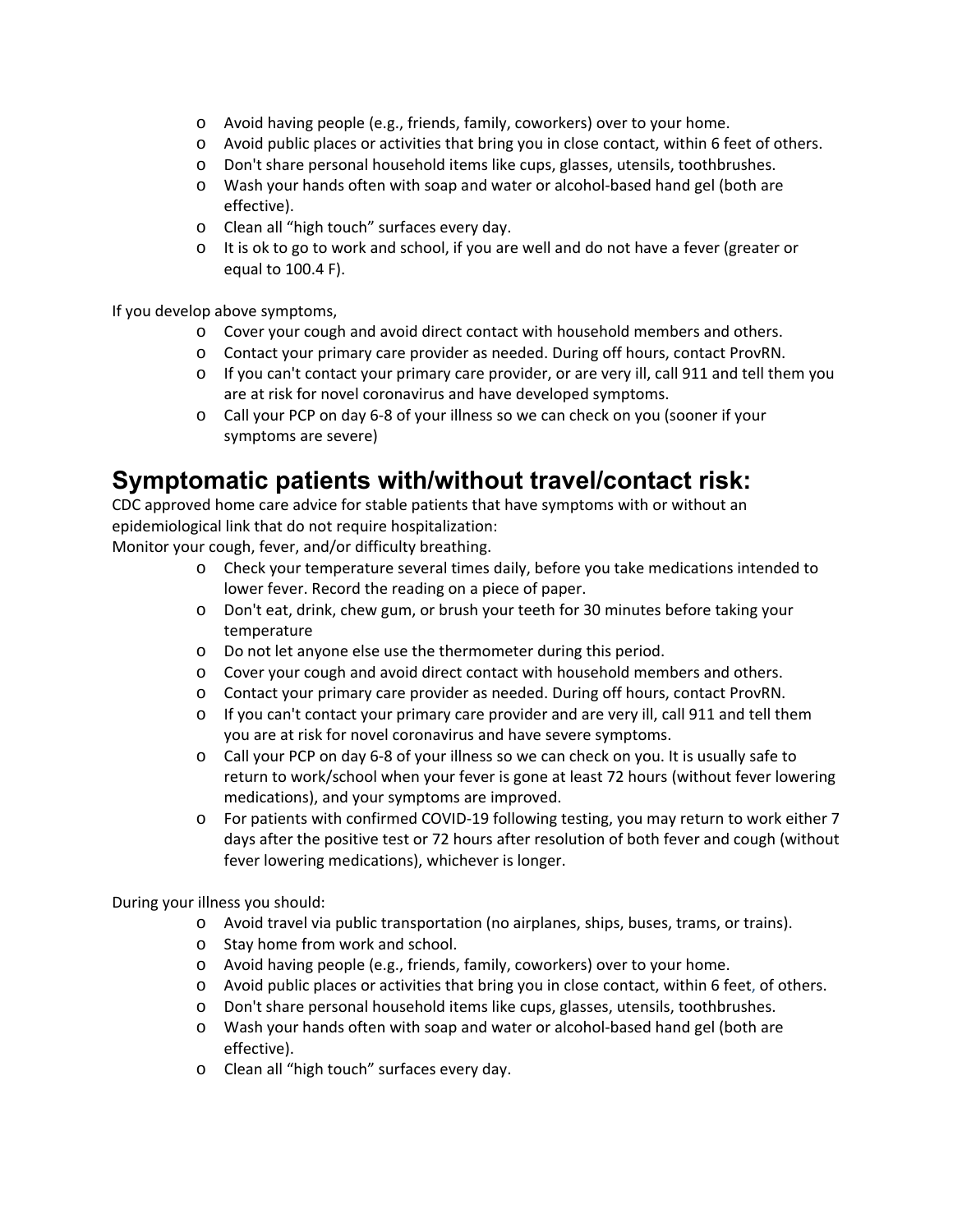- Avoid having people (e.g., friends, family, coworkers) over to your home.
- Avoid public places or activities that bring you in close contact, within 6 feet of others.
- Don't share personal household items like cups, glasses, utensils, toothbrushes.
- Wash your hands often with soap and water or alcohol-based hand gel (both are effective).
- Clean all "high touch" surfaces every day.
- It is ok to go to work and school, if you are well and do not have a fever (greater or equal to 100.4 F).

If you develop above symptoms,

- Cover your cough and avoid direct contact with household members and others.
- Contact your primary care provider as needed. During off hours, contact ProvRN.
- If you can't contact your primary care provider, or are very ill, call 911 and tell them you are at risk for novel coronavirus and have developed symptoms.
- Call your PCP on day 6-8 of your illness so we can check on you (sooner if your symptoms are severe)

# Symptomatic patients with/without travel/contact risk:

CDC approved home care advice for stable patients that have symptoms with or without an epidemiological link that do not require hospitalization:

Monitor your cough, fever, and/or difficulty breathing.

- Check your temperature several times daily, before you take medications intended to lower fever. Record the reading on a piece of paper.
- Don't eat, drink, chew gum, or brush your teeth for 30 minutes before taking your temperature
- Do not let anyone else use the thermometer during this period.
- Cover your cough and avoid direct contact with household members and others.
- Contact your primary care provider as needed. During off hours, contact ProvRN.
- If you can't contact your primary care provider and are very ill, call 911 and tell them you are at risk for novel coronavirus and have severe symptoms.
- Call your PCP on day 6-8 of your illness so we can check on you. It is usually safe to return to work/school when your fever is gone at least 72 hours (without fever lowering medications), and your symptoms are improved.
- For patients with confirmed COVID-19 following testing, you may return to work either 7 days after the positive test or 72 hours after resolution of both fever and cough (without fever lowering medications), whichever is longer.

During your illness you should:

- Avoid travel via public transportation (no airplanes, ships, buses, trams, or trains).
- Stay home from work and school.
- Avoid having people (e.g., friends, family, coworkers) over to your home.
- Avoid public places or activities that bring you in close contact, within 6 feet, of others.
- Don't share personal household items like cups, glasses, utensils, toothbrushes.
- Wash your hands often with soap and water or alcohol-based hand gel (both are effective).
- Clean all "high touch" surfaces every day.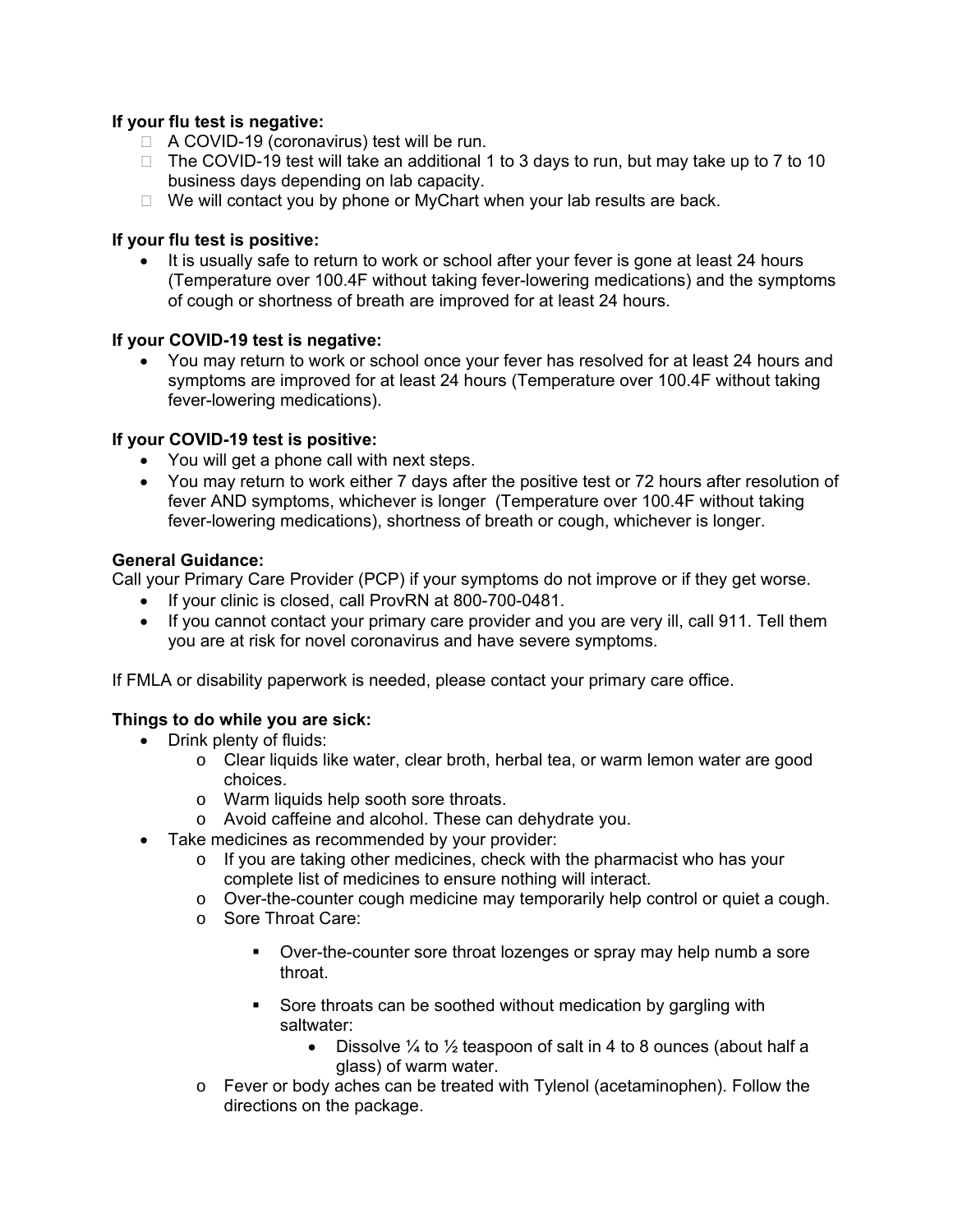**If your flu test is negative:**

- A COVID-19 (coronavirus) test will be run.
- The COVID-19 test will take an additional 1 to 3 days to run, but may take up to 7 to 10 business days depending on lab capacity.
- We will contact you by phone or MyChart when your lab results are back.

**If your flu test is positive:**

- It is usually safe to return to work or school after your fever is gone at least 24 hours (Temperature over 100.4F without taking fever-lowering medications) and the symptoms of cough or shortness of breath are improved for at least 24 hours.

**If your COVID-19 test is negative:**

- You may return to work or school once your fever has resolved for at least 24 hours and symptoms are improved for at least 24 hours (Temperature over 100.4F without taking fever-lowering medications).

**If your COVID-19 test is positive:**

- You will get a phone call with next steps.
- You may return to work either 7 days after the positive test or 72 hours after resolution of fever AND symptoms, whichever is longer (Temperature over 100.4F without taking fever-lowering medications), shortness of breath or cough, whichever is longer.

**General Guidance:**

Call your Primary Care Provider (PCP) if your symptoms do not improve or if they get worse.

- If your clinic is closed, call ProvRN at 800-700-0481.
- If you cannot contact your primary care provider and you are very ill, call 911. Tell them you are at risk for novel coronavirus and have severe symptoms.

If FMLA or disability paperwork is needed, please contact your primary care office.

**Things to do while you are sick:**

- Drink plenty of fluids:
  - Clear liquids like water, clear broth, herbal tea, or warm lemon water are good choices.
  - Warm liquids help sooth sore throats.
  - Avoid caffeine and alcohol. These can dehydrate you.
- Take medicines as recommended by your provider:
  - If you are taking other medicines, check with the pharmacist who has your complete list of medicines to ensure nothing will interact.
  - Over-the-counter cough medicine may temporarily help control or quiet a cough.
  - Sore Throat Care:
    - Over-the-counter sore throat lozenges or spray may help numb a sore throat.
    - Sore throats can be soothed without medication by gargling with saltwater:
      - Dissolve ¼ to ½ teaspoon of salt in 4 to 8 ounces (about half a glass) of warm water.
  - Fever or body aches can be treated with Tylenol (acetaminophen). Follow the directions on the package.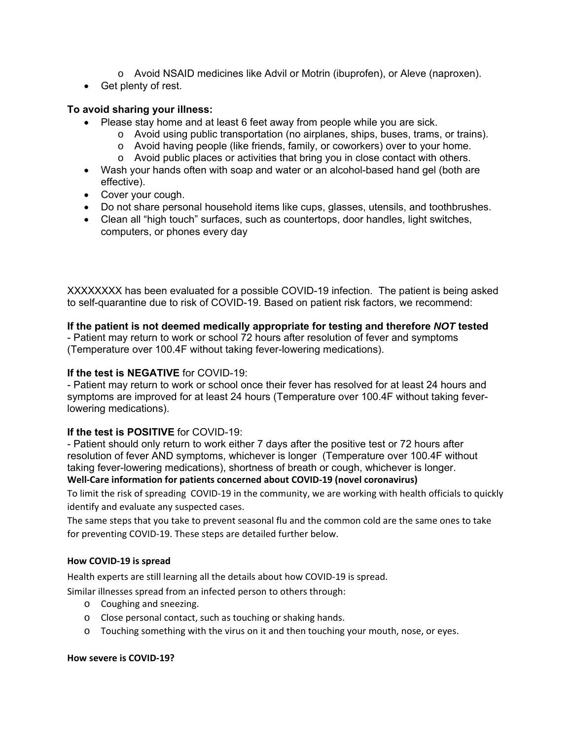- Avoid NSAID medicines like Advil or Motrin (ibuprofen), or Aleve (naproxen).
- Get plenty of rest.

**To avoid sharing your illness:**

- Please stay home and at least 6 feet away from people while you are sick.
  - Avoid using public transportation (no airplanes, ships, buses, trams, or trains).
  - Avoid having people (like friends, family, or coworkers) over to your home.
  - Avoid public places or activities that bring you in close contact with others.
- Wash your hands often with soap and water or an alcohol-based hand gel (both are effective).
- Cover your cough.
- Do not share personal household items like cups, glasses, utensils, and toothbrushes.
- Clean all "high touch" surfaces, such as countertops, door handles, light switches, computers, or phones every day

XXXXXXXX has been evaluated for a possible COVID-19 infection. The patient is being asked to self-quarantine due to risk of COVID-19. Based on patient risk factors, we recommend:

**If the patient is not deemed medically appropriate for testing and therefore *NOT* tested**
- Patient may return to work or school 72 hours after resolution of fever and symptoms (Temperature over 100.4F without taking fever-lowering medications).

**If the test is NEGATIVE** for COVID-19:
- Patient may return to work or school once their fever has resolved for at least 24 hours and symptoms are improved for at least 24 hours (Temperature over 100.4F without taking fever-lowering medications).

**If the test is POSITIVE** for COVID-19:
- Patient should only return to work either 7 days after the positive test or 72 hours after resolution of fever AND symptoms, whichever is longer (Temperature over 100.4F without taking fever-lowering medications), shortness of breath or cough, whichever is longer.

**Well-Care information for patients concerned about COVID-19 (novel coronavirus)**

To limit the risk of spreading COVID-19 in the community, we are working with health officials to quickly identify and evaluate any suspected cases.

The same steps that you take to prevent seasonal flu and the common cold are the same ones to take for preventing COVID-19. These steps are detailed further below.

**How COVID-19 is spread**

Health experts are still learning all the details about how COVID-19 is spread.

Similar illnesses spread from an infected person to others through:

- Coughing and sneezing.
- Close personal contact, such as touching or shaking hands.
- Touching something with the virus on it and then touching your mouth, nose, or eyes.

**How severe is COVID-19?**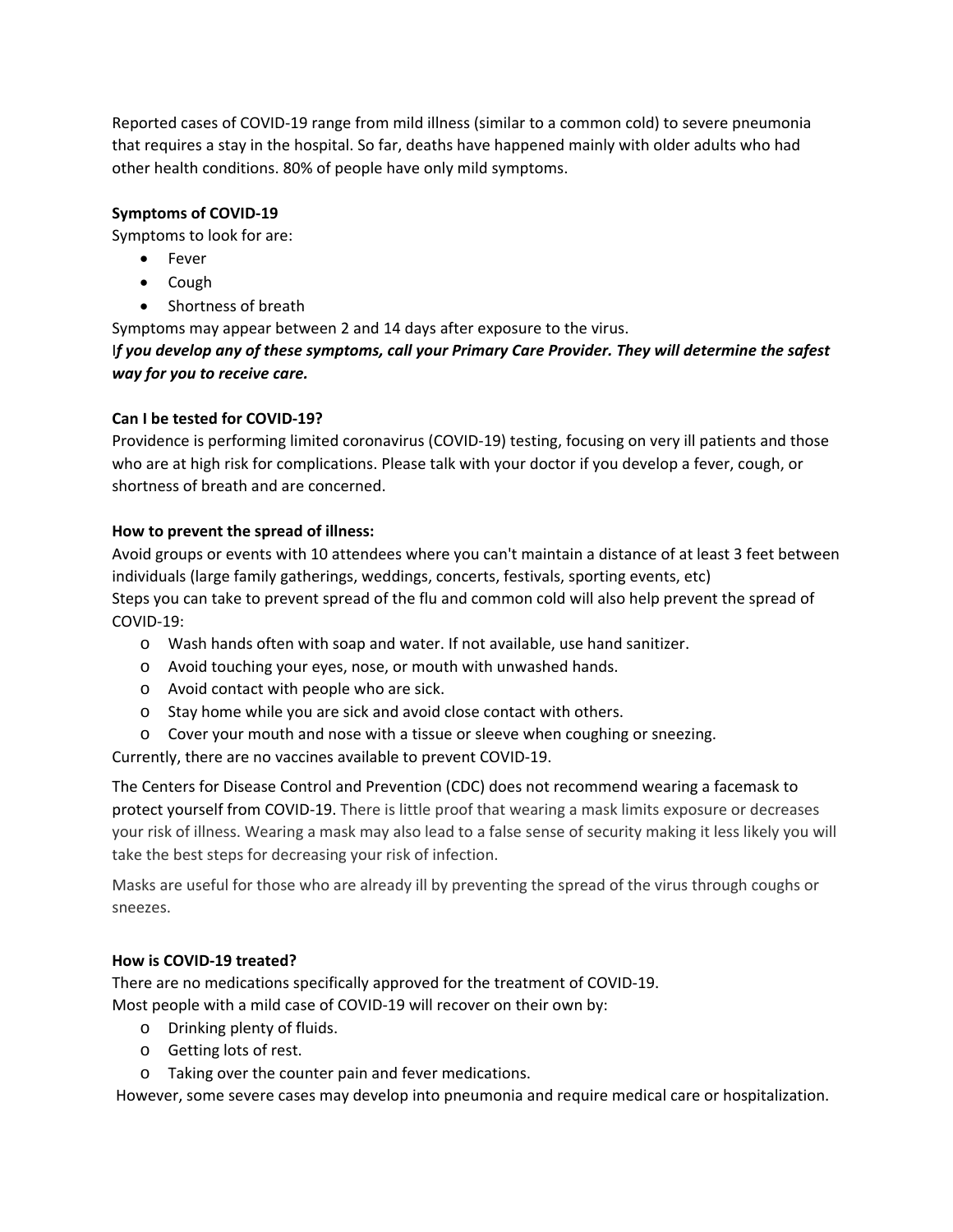Reported cases of COVID-19 range from mild illness (similar to a common cold) to severe pneumonia that requires a stay in the hospital. So far, deaths have happened mainly with older adults who had other health conditions. 80% of people have only mild symptoms.

**Symptoms of COVID-19**

Symptoms to look for are:

- Fever
- Cough
- Shortness of breath

Symptoms may appear between 2 and 14 days after exposure to the virus.

I***f you develop any of these symptoms, call your Primary Care Provider. They will determine the safest way for you to receive care.***

**Can I be tested for COVID-19?**

Providence is performing limited coronavirus (COVID-19) testing, focusing on very ill patients and those who are at high risk for complications. Please talk with your doctor if you develop a fever, cough, or shortness of breath and are concerned.

**How to prevent the spread of illness:**

Avoid groups or events with 10 attendees where you can't maintain a distance of at least 3 feet between individuals (large family gatherings, weddings, concerts, festivals, sporting events, etc)

Steps you can take to prevent spread of the flu and common cold will also help prevent the spread of COVID-19:

- Wash hands often with soap and water. If not available, use hand sanitizer.
- Avoid touching your eyes, nose, or mouth with unwashed hands.
- Avoid contact with people who are sick.
- Stay home while you are sick and avoid close contact with others.
- Cover your mouth and nose with a tissue or sleeve when coughing or sneezing.

Currently, there are no vaccines available to prevent COVID-19.

The Centers for Disease Control and Prevention (CDC) does not recommend wearing a facemask to protect yourself from COVID-19. There is little proof that wearing a mask limits exposure or decreases your risk of illness. Wearing a mask may also lead to a false sense of security making it less likely you will take the best steps for decreasing your risk of infection.

Masks are useful for those who are already ill by preventing the spread of the virus through coughs or sneezes.

**How is COVID-19 treated?**

There are no medications specifically approved for the treatment of COVID-19.

Most people with a mild case of COVID-19 will recover on their own by:

- Drinking plenty of fluids.
- Getting lots of rest.
- Taking over the counter pain and fever medications.

However, some severe cases may develop into pneumonia and require medical care or hospitalization.